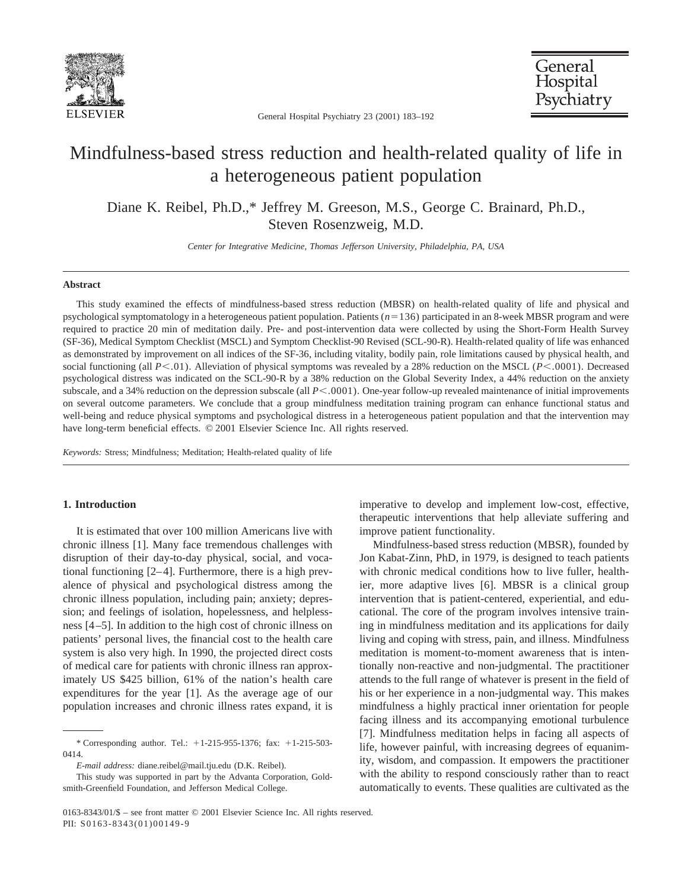# Mindfulness-based stress reduction and health-related quality of life in a heterogeneous patient population

Diane K. Reibel, Ph.D.,* Jeffrey M. Greeson, M.S., George C. Brainard, Ph.D., Steven Rosenzweig, M.D.

*Center for Integrative Medicine, Thomas Jefferson University, Philadelphia, PA, USA*

## Abstract

This study examined the effects of mindfulness-based stress reduction (MBSR) on health-related quality of life and physical and psychological symptomatology in a heterogeneous patient population. Patients ($n=136$) participated in an 8-week MBSR program and were required to practice 20 min of meditation daily. Pre- and post-intervention data were collected by using the Short-Form Health Survey (SF-36), Medical Symptom Checklist (MSCL) and Symptom Checklist-90 Revised (SCL-90-R). Health-related quality of life was enhanced as demonstrated by improvement on all indices of the SF-36, including vitality, bodily pain, role limitations caused by physical health, and social functioning (all $P<.01$). Alleviation of physical symptoms was revealed by a 28% reduction on the MSCL ($P<.0001$). Decreased psychological distress was indicated on the SCL-90-R by a 38% reduction on the Global Severity Index, a 44% reduction on the anxiety subscale, and a 34% reduction on the depression subscale (all $P<.0001$). One-year follow-up revealed maintenance of initial improvements on several outcome parameters. We conclude that a group mindfulness meditation training program can enhance functional status and well-being and reduce physical symptoms and psychological distress in a heterogeneous patient population and that the intervention may have long-term beneficial effects. © 2001 Elsevier Science Inc. All rights reserved.

*Keywords:* Stress; Mindfulness; Meditation; Health-related quality of life

## 1. Introduction

It is estimated that over 100 million Americans live with chronic illness [1]. Many face tremendous challenges with disruption of their day-to-day physical, social, and vocational functioning [2–4]. Furthermore, there is a high prevalence of physical and psychological distress among the chronic illness population, including pain; anxiety; depression; and feelings of isolation, hopelessness, and helplessness [4–5]. In addition to the high cost of chronic illness on patients' personal lives, the financial cost to the health care system is also very high. In 1990, the projected direct costs of medical care for patients with chronic illness ran approximately US $425 billion, 61% of the nation's health care expenditures for the year [1]. As the average age of our population increases and chronic illness rates expand, it is imperative to develop and implement low-cost, effective, therapeutic interventions that help alleviate suffering and improve patient functionality.

Mindfulness-based stress reduction (MBSR), founded by Jon Kabat-Zinn, PhD, in 1979, is designed to teach patients with chronic medical conditions how to live fuller, healthier, more adaptive lives [6]. MBSR is a clinical group intervention that is patient-centered, experiential, and educational. The core of the program involves intensive training in mindfulness meditation and its applications for daily living and coping with stress, pain, and illness. Mindfulness meditation is moment-to-moment awareness that is intentionally non-reactive and non-judgmental. The practitioner attends to the full range of whatever is present in the field of his or her experience in a non-judgmental way. This makes mindfulness a highly practical inner orientation for people facing illness and its accompanying emotional turbulence [7]. Mindfulness meditation helps in facing all aspects of life, however painful, with increasing degrees of equanimity, wisdom, and compassion. It empowers the practitioner with the ability to respond consciously rather than to react automatically to events. These qualities are cultivated as the

---

\* Corresponding author. Tel.: +1-215-955-1376; fax: +1-215-503-0414.

*E-mail address:* diane.reibel@mail.tju.edu (D.K. Reibel).

This study was supported in part by the Advanta Corporation, Goldsmith-Greenfield Foundation, and Jefferson Medical College.

0163-8343/01/$ – see front matter © 2001 Elsevier Science Inc. All rights reserved.
PII: S0163-8343(01)00149-9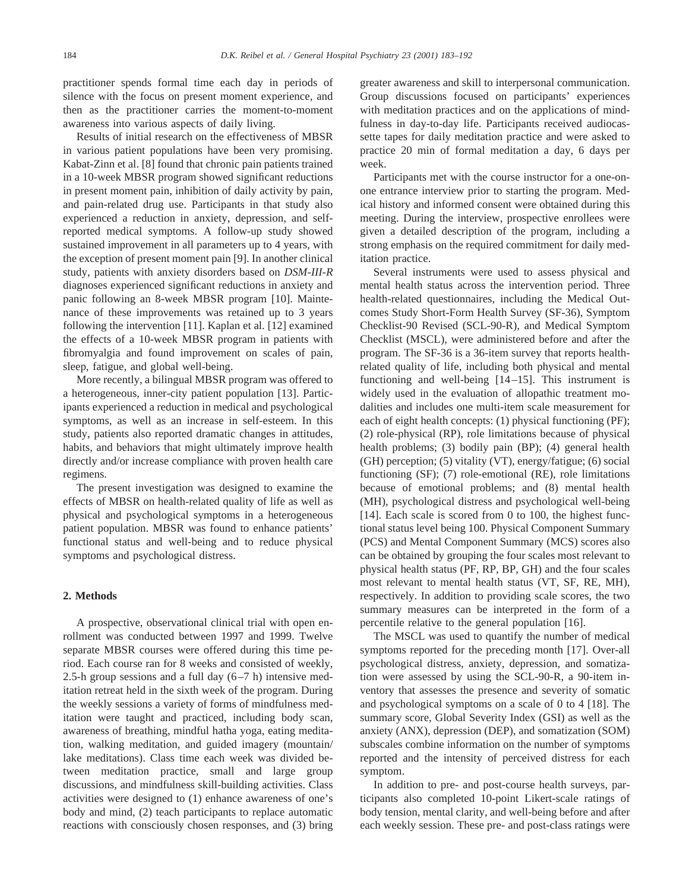practitioner spends formal time each day in periods of silence with the focus on present moment experience, and then as the practitioner carries the moment-to-moment awareness into various aspects of daily living.

Results of initial research on the effectiveness of MBSR in various patient populations have been very promising. Kabat-Zinn et al. [8] found that chronic pain patients trained in a 10-week MBSR program showed significant reductions in present moment pain, inhibition of daily activity by pain, and pain-related drug use. Participants in that study also experienced a reduction in anxiety, depression, and self-reported medical symptoms. A follow-up study showed sustained improvement in all parameters up to 4 years, with the exception of present moment pain [9]. In another clinical study, patients with anxiety disorders based on *DSM-III-R* diagnoses experienced significant reductions in anxiety and panic following an 8-week MBSR program [10]. Maintenance of these improvements was retained up to 3 years following the intervention [11]. Kaplan et al. [12] examined the effects of a 10-week MBSR program in patients with fibromyalgia and found improvement on scales of pain, sleep, fatigue, and global well-being.

More recently, a bilingual MBSR program was offered to a heterogeneous, inner-city patient population [13]. Participants experienced a reduction in medical and psychological symptoms, as well as an increase in self-esteem. In this study, patients also reported dramatic changes in attitudes, habits, and behaviors that might ultimately improve health directly and/or increase compliance with proven health care regimens.

The present investigation was designed to examine the effects of MBSR on health-related quality of life as well as physical and psychological symptoms in a heterogeneous patient population. MBSR was found to enhance patients' functional status and well-being and to reduce physical symptoms and psychological distress.

## 2. Methods

A prospective, observational clinical trial with open enrollment was conducted between 1997 and 1999. Twelve separate MBSR courses were offered during this time period. Each course ran for 8 weeks and consisted of weekly, 2.5-h group sessions and a full day (6–7 h) intensive meditation retreat held in the sixth week of the program. During the weekly sessions a variety of forms of mindfulness meditation were taught and practiced, including body scan, awareness of breathing, mindful hatha yoga, eating meditation, walking meditation, and guided imagery (mountain/lake meditations). Class time each week was divided between meditation practice, small and large group discussions, and mindfulness skill-building activities. Class activities were designed to (1) enhance awareness of one's body and mind, (2) teach participants to replace automatic reactions with consciously chosen responses, and (3) bring greater awareness and skill to interpersonal communication. Group discussions focused on participants' experiences with meditation practices and on the applications of mindfulness in day-to-day life. Participants received audiocassette tapes for daily meditation practice and were asked to practice 20 min of formal meditation a day, 6 days per week.

Participants met with the course instructor for a one-on-one entrance interview prior to starting the program. Medical history and informed consent were obtained during this meeting. During the interview, prospective enrollees were given a detailed description of the program, including a strong emphasis on the required commitment for daily meditation practice.

Several instruments were used to assess physical and mental health status across the intervention period. Three health-related questionnaires, including the Medical Outcomes Study Short-Form Health Survey (SF-36), Symptom Checklist-90 Revised (SCL-90-R), and Medical Symptom Checklist (MSCL), were administered before and after the program. The SF-36 is a 36-item survey that reports health-related quality of life, including both physical and mental functioning and well-being [14–15]. This instrument is widely used in the evaluation of allopathic treatment modalities and includes one multi-item scale measurement for each of eight health concepts: (1) physical functioning (PF); (2) role-physical (RP), role limitations because of physical health problems; (3) bodily pain (BP); (4) general health (GH) perception; (5) vitality (VT), energy/fatigue; (6) social functioning (SF); (7) role-emotional (RE), role limitations because of emotional problems; and (8) mental health (MH), psychological distress and psychological well-being [14]. Each scale is scored from 0 to 100, the highest functional status level being 100. Physical Component Summary (PCS) and Mental Component Summary (MCS) scores also can be obtained by grouping the four scales most relevant to physical health status (PF, RP, BP, GH) and the four scales most relevant to mental health status (VT, SF, RE, MH), respectively. In addition to providing scale scores, the two summary measures can be interpreted in the form of a percentile relative to the general population [16].

The MSCL was used to quantify the number of medical symptoms reported for the preceding month [17]. Over-all psychological distress, anxiety, depression, and somatization were assessed by using the SCL-90-R, a 90-item inventory that assesses the presence and severity of somatic and psychological symptoms on a scale of 0 to 4 [18]. The summary score, Global Severity Index (GSI) as well as the anxiety (ANX), depression (DEP), and somatization (SOM) subscales combine information on the number of symptoms reported and the intensity of perceived distress for each symptom.

In addition to pre- and post-course health surveys, participants also completed 10-point Likert-scale ratings of body tension, mental clarity, and well-being before and after each weekly session. These pre- and post-class ratings were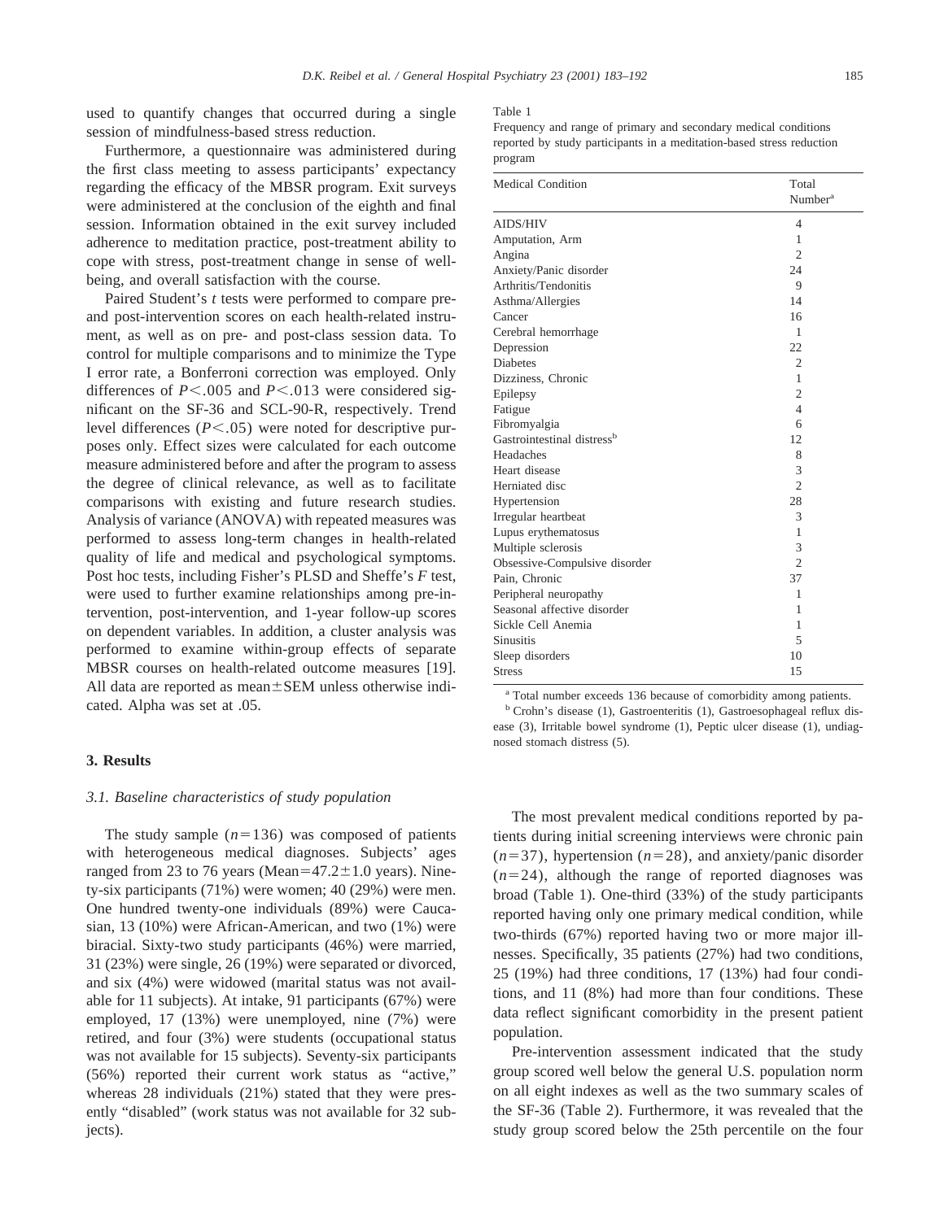used to quantify changes that occurred during a single session of mindfulness-based stress reduction.

Furthermore, a questionnaire was administered during the first class meeting to assess participants' expectancy regarding the efficacy of the MBSR program. Exit surveys were administered at the conclusion of the eighth and final session. Information obtained in the exit survey included adherence to meditation practice, post-treatment ability to cope with stress, post-treatment change in sense of well-being, and overall satisfaction with the course.

Paired Student's *t* tests were performed to compare pre- and post-intervention scores on each health-related instrument, as well as on pre- and post-class session data. To control for multiple comparisons and to minimize the Type I error rate, a Bonferroni correction was employed. Only differences of $P < .005$ and $P < .013$ were considered significant on the SF-36 and SCL-90-R, respectively. Trend level differences ($P < .05$) were noted for descriptive purposes only. Effect sizes were calculated for each outcome measure administered before and after the program to assess the degree of clinical relevance, as well as to facilitate comparisons with existing and future research studies. Analysis of variance (ANOVA) with repeated measures was performed to assess long-term changes in health-related quality of life and medical and psychological symptoms. Post hoc tests, including Fisher's PLSD and Sheffe's *F* test, were used to further examine relationships among pre-intervention, post-intervention, and 1-year follow-up scores on dependent variables. In addition, a cluster analysis was performed to examine within-group effects of separate MBSR courses on health-related outcome measures [19]. All data are reported as mean±SEM unless otherwise indicated. Alpha was set at .05.

## 3. Results

### 3.1. Baseline characteristics of study population

The study sample ($n=136$) was composed of patients with heterogeneous medical diagnoses. Subjects' ages ranged from 23 to 76 years (Mean=47.2±1.0 years). Ninety-six participants (71%) were women; 40 (29%) were men. One hundred twenty-one individuals (89%) were Caucasian, 13 (10%) were African-American, and two (1%) were biracial. Sixty-two study participants (46%) were married, 31 (23%) were single, 26 (19%) were separated or divorced, and six (4%) were widowed (marital status was not available for 11 subjects). At intake, 91 participants (67%) were employed, 17 (13%) were unemployed, nine (7%) were retired, and four (3%) were students (occupational status was not available for 15 subjects). Seventy-six participants (56%) reported their current work status as "active," whereas 28 individuals (21%) stated that they were presently "disabled" (work status was not available for 32 subjects).

Table 1

Frequency and range of primary and secondary medical conditions reported by study participants in a meditation-based stress reduction program

| Medical Condition | Total Number[a] |
|---|---|
| AIDS/HIV | 4 |
| Amputation, Arm | 1 |
| Angina | 2 |
| Anxiety/Panic disorder | 24 |
| Arthritis/Tendonitis | 9 |
| Asthma/Allergies | 14 |
| Cancer | 16 |
| Cerebral hemorrhage | 1 |
| Depression | 22 |
| Diabetes | 2 |
| Dizziness, Chronic | 1 |
| Epilepsy | 2 |
| Fatigue | 4 |
| Fibromyalgia | 6 |
| Gastrointestinal distress[b] | 12 |
| Headaches | 8 |
| Heart disease | 3 |
| Herniated disc | 2 |
| Hypertension | 28 |
| Irregular heartbeat | 3 |
| Lupus erythematosus | 1 |
| Multiple sclerosis | 3 |
| Obsessive-Compulsive disorder | 2 |
| Pain, Chronic | 37 |
| Peripheral neuropathy | 1 |
| Seasonal affective disorder | 1 |
| Sickle Cell Anemia | 1 |
| Sinusitis | 5 |
| Sleep disorders | 10 |
| Stress | 15 |

[a] Total number exceeds 136 because of comorbidity among patients.

[b] Crohn's disease (1), Gastroenteritis (1), Gastroesophageal reflux disease (3), Irritable bowel syndrome (1), Peptic ulcer disease (1), undiagnosed stomach distress (5).

The most prevalent medical conditions reported by patients during initial screening interviews were chronic pain ($n=37$), hypertension ($n=28$), and anxiety/panic disorder ($n=24$), although the range of reported diagnoses was broad (Table 1). One-third (33%) of the study participants reported having only one primary medical condition, while two-thirds (67%) reported having two or more major illnesses. Specifically, 35 patients (27%) had two conditions, 25 (19%) had three conditions, 17 (13%) had four conditions, and 11 (8%) had more than four conditions. These data reflect significant comorbidity in the present patient population.

Pre-intervention assessment indicated that the study group scored well below the general U.S. population norm on all eight indexes as well as the two summary scales of the SF-36 (Table 2). Furthermore, it was revealed that the study group scored below the 25th percentile on the four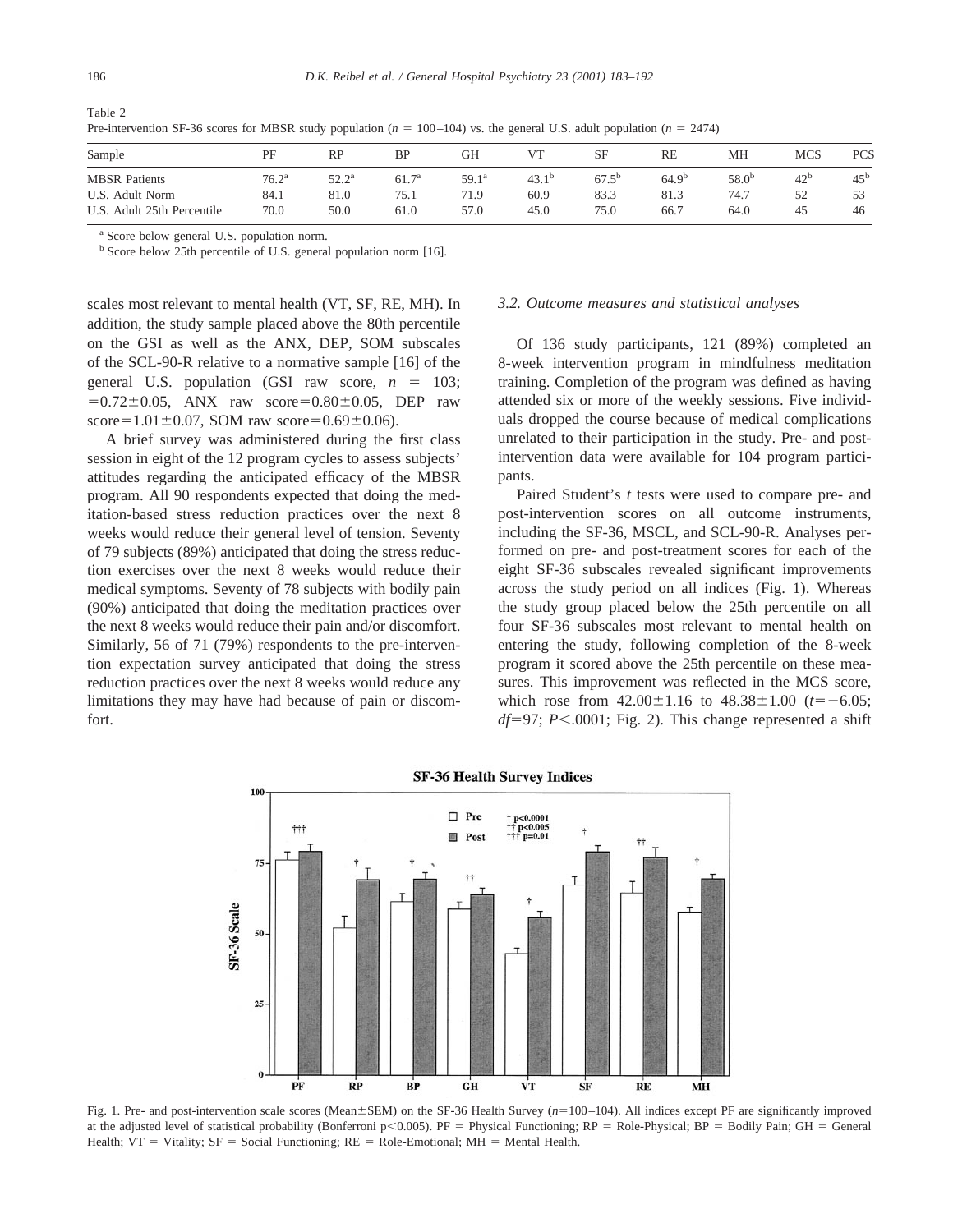Table 2
Pre-intervention SF-36 scores for MBSR study population ($n$ = 100–104) vs. the general U.S. adult population ($n$ = 2474)

| Sample | PF | RP | BP | GH | VT | SF | RE | MH | MCS | PCS |
|---|---|---|---|---|---|---|---|---|---|---|
| MBSR Patients | 76.2[a] | 52.2[a] | 61.7[a] | 59.1[a] | 43.1[b] | 67.5[b] | 64.9[b] | 58.0[b] | 42[b] | 45[b] |
| U.S. Adult Norm | 84.1 | 81.0 | 75.1 | 71.9 | 60.9 | 83.3 | 81.3 | 74.7 | 52 | 53 |
| U.S. Adult 25th Percentile | 70.0 | 50.0 | 61.0 | 57.0 | 45.0 | 75.0 | 66.7 | 64.0 | 45 | 46 |

[a] Score below general U.S. population norm.
[b] Score below 25th percentile of U.S. general population norm [16].

scales most relevant to mental health (VT, SF, RE, MH). In addition, the study sample placed above the 80th percentile on the GSI as well as the ANX, DEP, SOM subscales of the SCL-90-R relative to a normative sample [16] of the general U.S. population (GSI raw score, $n$ = 103; $=0.72\pm0.05$, ANX raw score$=0.80\pm0.05$, DEP raw score$=1.01\pm0.07$, SOM raw score$=0.69\pm0.06$).

A brief survey was administered during the first class session in eight of the 12 program cycles to assess subjects' attitudes regarding the anticipated efficacy of the MBSR program. All 90 respondents expected that doing the meditation-based stress reduction practices over the next 8 weeks would reduce their general level of tension. Seventy of 79 subjects (89%) anticipated that doing the stress reduction exercises over the next 8 weeks would reduce their medical symptoms. Seventy of 78 subjects with bodily pain (90%) anticipated that doing the meditation practices over the next 8 weeks would reduce their pain and/or discomfort. Similarly, 56 of 71 (79%) respondents to the pre-intervention expectation survey anticipated that doing the stress reduction practices over the next 8 weeks would reduce any limitations they may have had because of pain or discomfort.

### *3.2. Outcome measures and statistical analyses*

Of 136 study participants, 121 (89%) completed an 8-week intervention program in mindfulness meditation training. Completion of the program was defined as having attended six or more of the weekly sessions. Five individuals dropped the course because of medical complications unrelated to their participation in the study. Pre- and post-intervention data were available for 104 program participants.

Paired Student's $t$ tests were used to compare pre- and post-intervention scores on all outcome instruments, including the SF-36, MSCL, and SCL-90-R. Analyses performed on pre- and post-treatment scores for each of the eight SF-36 subscales revealed significant improvements across the study period on all indices (Fig. 1). Whereas the study group placed below the 25th percentile on all four SF-36 subscales most relevant to mental health on entering the study, following completion of the 8-week program it scored above the 25th percentile on these measures. This improvement was reflected in the MCS score, which rose from $42.00\pm1.16$ to $48.38\pm1.00$ ($t=-6.05$; $df=97$; $P<.0001$; Fig. 2). This change represented a shift

Fig. 1. Pre- and post-intervention scale scores (Mean±SEM) on the SF-36 Health Survey ($n$=100–104). All indices except PF are significantly improved at the adjusted level of statistical probability (Bonferroni $p<0.005$). PF = Physical Functioning; RP = Role-Physical; BP = Bodily Pain; GH = General Health; VT = Vitality; SF = Social Functioning; RE = Role-Emotional; MH = Mental Health.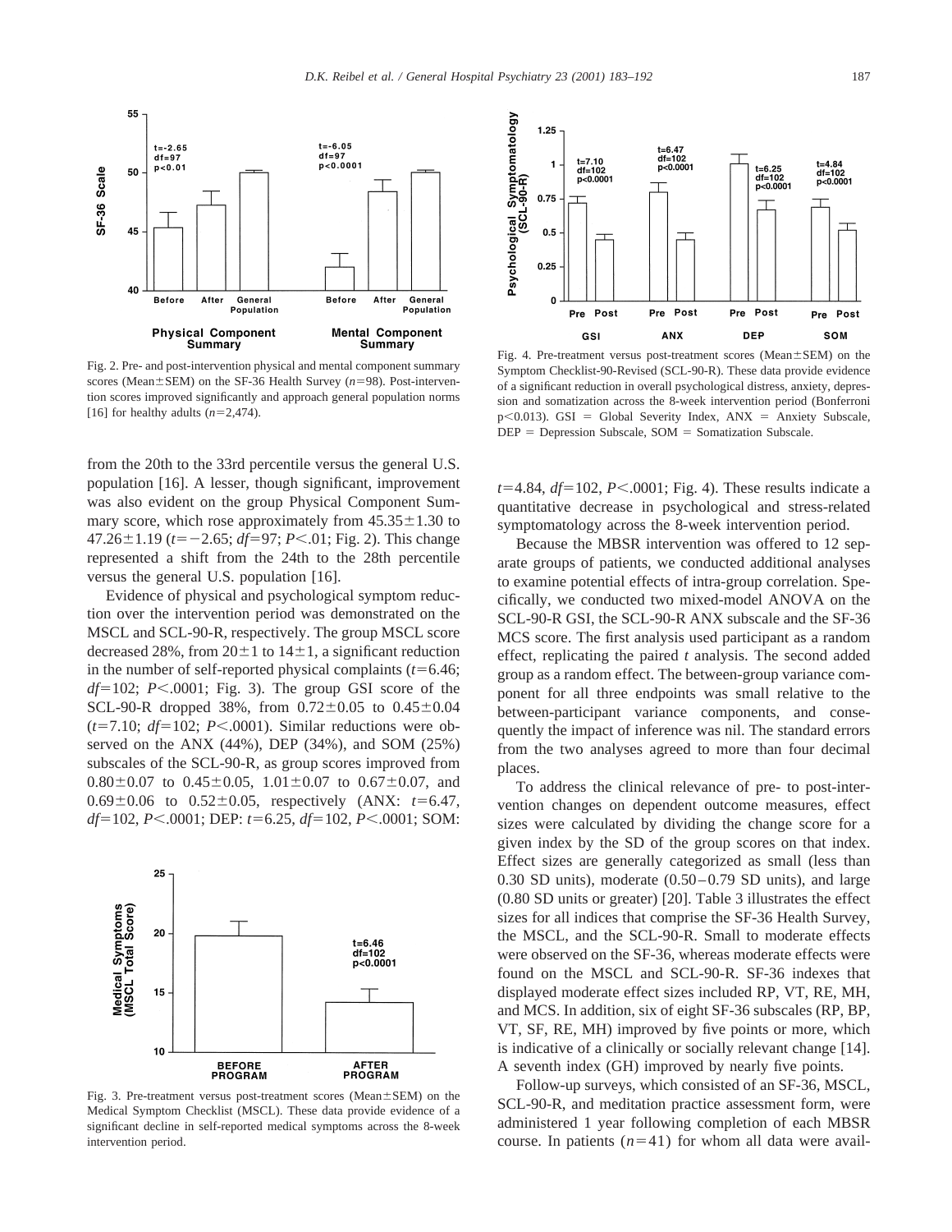Fig. 2. Pre- and post-intervention physical and mental component summary scores (Mean±SEM) on the SF-36 Health Survey ($n$=98). Post-intervention scores improved significantly and approach general population norms [16] for healthy adults ($n$=2,474).

Fig. 4. Pre-treatment versus post-treatment scores (Mean±SEM) on the Symptom Checklist-90-Revised (SCL-90-R). These data provide evidence of a significant reduction in overall psychological distress, anxiety, depression and somatization across the 8-week intervention period (Bonferroni $p<0.013$). GSI = Global Severity Index, ANX = Anxiety Subscale, DEP = Depression Subscale, SOM = Somatization Subscale.

from the 20th to the 33rd percentile versus the general U.S. population [16]. A lesser, though significant, improvement was also evident on the group Physical Component Summary score, which rose approximately from 45.35±1.30 to 47.26±1.19 ($t$=−2.65; $df$=97; $P$<.01; Fig. 2). This change represented a shift from the 24th to the 28th percentile versus the general U.S. population [16].

Evidence of physical and psychological symptom reduction over the intervention period was demonstrated on the MSCL and SCL-90-R, respectively. The group MSCL score decreased 28%, from 20±1 to 14±1, a significant reduction in the number of self-reported physical complaints ($t$=6.46; $df$=102; $P$<.0001; Fig. 3). The group GSI score of the SCL-90-R dropped 38%, from 0.72±0.05 to 0.45±0.04 ($t$=7.10; $df$=102; $P$<.0001). Similar reductions were observed on the ANX (44%), DEP (34%), and SOM (25%) subscales of the SCL-90-R, as group scores improved from 0.80±0.07 to 0.45±0.05, 1.01±0.07 to 0.67±0.07, and 0.69±0.06 to 0.52±0.05, respectively (ANX: $t$=6.47, $df$=102, $P$<.0001; DEP: $t$=6.25, $df$=102, $P$<.0001; SOM: $t$=4.84, $df$=102, $P$<.0001; Fig. 4). These results indicate a quantitative decrease in psychological and stress-related symptomatology across the 8-week intervention period.

Fig. 3. Pre-treatment versus post-treatment scores (Mean±SEM) on the Medical Symptom Checklist (MSCL). These data provide evidence of a significant decline in self-reported medical symptoms across the 8-week intervention period.

Because the MBSR intervention was offered to 12 separate groups of patients, we conducted additional analyses to examine potential effects of intra-group correlation. Specifically, we conducted two mixed-model ANOVA on the SCL-90-R GSI, the SCL-90-R ANX subscale and the SF-36 MCS score. The first analysis used participant as a random effect, replicating the paired $t$ analysis. The second added group as a random effect. The between-group variance component for all three endpoints was small relative to the between-participant variance components, and consequently the impact of inference was nil. The standard errors from the two analyses agreed to more than four decimal places.

To address the clinical relevance of pre- to post-intervention changes on dependent outcome measures, effect sizes were calculated by dividing the change score for a given index by the SD of the group scores on that index. Effect sizes are generally categorized as small (less than 0.30 SD units), moderate (0.50–0.79 SD units), and large (0.80 SD units or greater) [20]. Table 3 illustrates the effect sizes for all indices that comprise the SF-36 Health Survey, the MSCL, and the SCL-90-R. Small to moderate effects were observed on the SF-36, whereas moderate effects were found on the MSCL and SCL-90-R. SF-36 indexes that displayed moderate effect sizes included RP, VT, RE, MH, and MCS. In addition, six of eight SF-36 subscales (RP, BP, VT, SF, RE, MH) improved by five points or more, which is indicative of a clinically or socially relevant change [14]. A seventh index (GH) improved by nearly five points.

Follow-up surveys, which consisted of an SF-36, MSCL, SCL-90-R, and meditation practice assessment form, were administered 1 year following completion of each MBSR course. In patients ($n$=41) for whom all data were avail-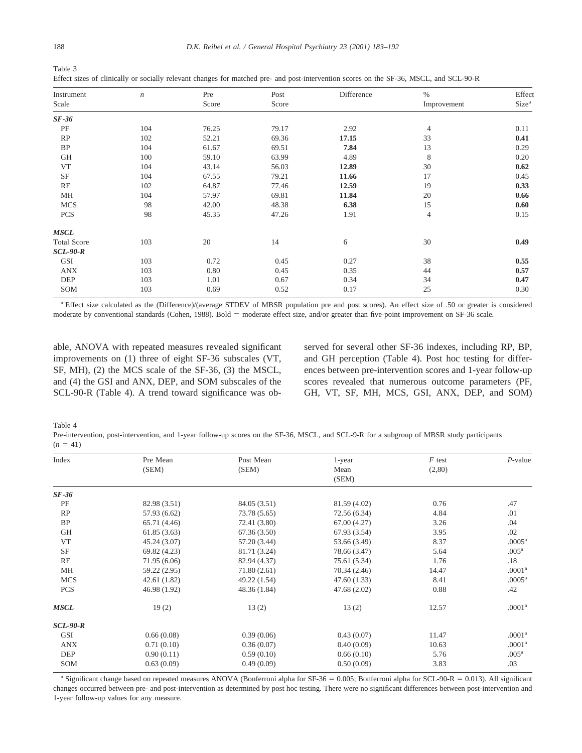Table 3
Effect sizes of clinically or socially relevant changes for matched pre- and post-intervention scores on the SF-36, MSCL, and SCL-90-R

| Instrument Scale | *n* | Pre Score | Post Score | Difference | % Improvement | Effect Size[a] |
|---|---|---|---|---|---|---|
| ***SF-36*** | | | | | | |
| PF | 104 | 76.25 | 79.17 | 2.92 | 4 | 0.11 |
| RP | 102 | 52.21 | 69.36 | **17.15** | 33 | **0.41** |
| BP | 104 | 61.67 | 69.51 | **7.84** | 13 | 0.29 |
| GH | 100 | 59.10 | 63.99 | 4.89 | 8 | 0.20 |
| VT | 104 | 43.14 | 56.03 | **12.89** | 30 | **0.62** |
| SF | 104 | 67.55 | 79.21 | **11.66** | 17 | 0.45 |
| RE | 102 | 64.87 | 77.46 | **12.59** | 19 | **0.33** |
| MH | 104 | 57.97 | 69.81 | **11.84** | 20 | **0.66** |
| MCS | 98 | 42.00 | 48.38 | **6.38** | 15 | **0.60** |
| PCS | 98 | 45.35 | 47.26 | 1.91 | 4 | 0.15 |
| ***MSCL*** | | | | | | |
| Total Score | 103 | 20 | 14 | 6 | 30 | **0.49** |
| ***SCL-90-R*** | | | | | | |
| GSI | 103 | 0.72 | 0.45 | 0.27 | 38 | **0.55** |
| ANX | 103 | 0.80 | 0.45 | 0.35 | 44 | **0.57** |
| DEP | 103 | 1.01 | 0.67 | 0.34 | 34 | **0.47** |
| SOM | 103 | 0.69 | 0.52 | 0.17 | 25 | 0.30 |

[a] Effect size calculated as the (Difference)/(average STDEV of MBSR population pre and post scores). An effect size of .50 or greater is considered moderate by conventional standards (Cohen, 1988). Bold = moderate effect size, and/or greater than five-point improvement on SF-36 scale.

able, ANOVA with repeated measures revealed significant improvements on (1) three of eight SF-36 subscales (VT, SF, MH), (2) the MCS scale of the SF-36, (3) the MSCL, and (4) the GSI and ANX, DEP, and SOM subscales of the SCL-90-R (Table 4). A trend toward significance was observed for several other SF-36 indexes, including RP, BP, and GH perception (Table 4). Post hoc testing for differences between pre-intervention scores and 1-year follow-up scores revealed that numerous outcome parameters (PF, GH, VT, SF, MH, MCS, GSI, ANX, DEP, and SOM)

Table 4
Pre-intervention, post-intervention, and 1-year follow-up scores on the SF-36, MSCL, and SCL-9-R for a subgroup of MBSR study participants ($n = 41$)

| Index | Pre Mean (SEM) | Post Mean (SEM) | 1-year Mean (SEM) | *F* test (2,80) | *P*-value |
|---|---|---|---|---|---|
| ***SF-36*** | | | | | |
| PF | 82.98 (3.51) | 84.05 (3.51) | 81.59 (4.02) | 0.76 | .47 |
| RP | 57.93 (6.62) | 73.78 (5.65) | 72.56 (6.34) | 4.84 | .01 |
| BP | 65.71 (4.46) | 72.41 (3.80) | 67.00 (4.27) | 3.26 | .04 |
| GH | 61.85 (3.63) | 67.36 (3.50) | 67.93 (3.54) | 3.95 | .02 |
| VT | 45.24 (3.07) | 57.20 (3.44) | 53.66 (3.49) | 8.37 | .0005[a] |
| SF | 69.82 (4.23) | 81.71 (3.24) | 78.66 (3.47) | 5.64 | .005[a] |
| RE | 71.95 (6.06) | 82.94 (4.37) | 75.61 (5.34) | 1.76 | .18 |
| MH | 59.22 (2.95) | 71.80 (2.61) | 70.34 (2.46) | 14.47 | .0001[a] |
| MCS | 42.61 (1.82) | 49.22 (1.54) | 47.60 (1.33) | 8.41 | .0005[a] |
| PCS | 46.98 (1.92) | 48.36 (1.84) | 47.68 (2.02) | 0.88 | .42 |
| ***MSCL*** | 19 (2) | 13 (2) | 13 (2) | 12.57 | .0001[a] |
| ***SCL-90-R*** | | | | | |
| GSI | 0.66 (0.08) | 0.39 (0.06) | 0.43 (0.07) | 11.47 | .0001[a] |
| ANX | 0.71 (0.10) | 0.36 (0.07) | 0.40 (0.09) | 10.63 | .0001[a] |
| DEP | 0.90 (0.11) | 0.59 (0.10) | 0.66 (0.10) | 5.76 | .005[a] |
| SOM | 0.63 (0.09) | 0.49 (0.09) | 0.50 (0.09) | 3.83 | .03 |

[a] Significant change based on repeated measures ANOVA (Bonferroni alpha for SF-36 = 0.005; Bonferroni alpha for SCL-90-R = 0.013). All significant changes occurred between pre- and post-intervention as determined by post hoc testing. There were no significant differences between post-intervention and 1-year follow-up values for any measure.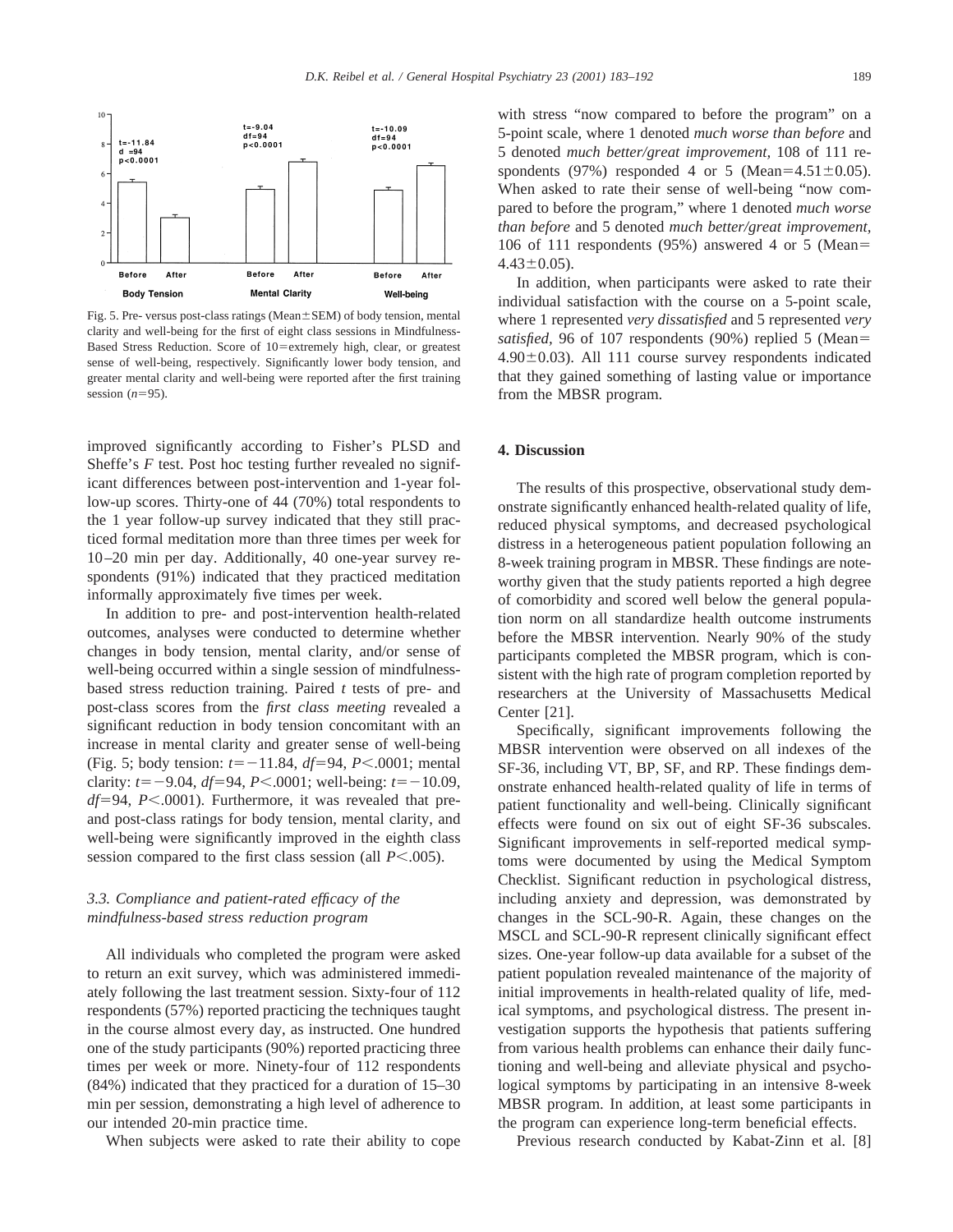Fig. 5. Pre- versus post-class ratings (Mean±SEM) of body tension, mental clarity and well-being for the first of eight class sessions in Mindfulness-Based Stress Reduction. Score of 10=extremely high, clear, or greatest sense of well-being, respectively. Significantly lower body tension, and greater mental clarity and well-being were reported after the first training session ($n$=95).

improved significantly according to Fisher's PLSD and Sheffe's *F* test. Post hoc testing further revealed no significant differences between post-intervention and 1-year follow-up scores. Thirty-one of 44 (70%) total respondents to the 1 year follow-up survey indicated that they still practiced formal meditation more than three times per week for 10–20 min per day. Additionally, 40 one-year survey respondents (91%) indicated that they practiced meditation informally approximately five times per week.

In addition to pre- and post-intervention health-related outcomes, analyses were conducted to determine whether changes in body tension, mental clarity, and/or sense of well-being occurred within a single session of mindfulness-based stress reduction training. Paired *t* tests of pre- and post-class scores from the *first class meeting* revealed a significant reduction in body tension concomitant with an increase in mental clarity and greater sense of well-being (Fig. 5; body tension: $t=-11.84$, $df=94$, $P<.0001$; mental clarity: $t=-9.04$, $df=94$, $P<.0001$; well-being: $t=-10.09$, $df=94$, $P<.0001$). Furthermore, it was revealed that pre- and post-class ratings for body tension, mental clarity, and well-being were significantly improved in the eighth class session compared to the first class session (all $P<.005$).

### 3.3. Compliance and patient-rated efficacy of the mindfulness-based stress reduction program

All individuals who completed the program were asked to return an exit survey, which was administered immediately following the last treatment session. Sixty-four of 112 respondents (57%) reported practicing the techniques taught in the course almost every day, as instructed. One hundred one of the study participants (90%) reported practicing three times per week or more. Ninety-four of 112 respondents (84%) indicated that they practiced for a duration of 15–30 min per session, demonstrating a high level of adherence to our intended 20-min practice time.

When subjects were asked to rate their ability to cope with stress "now compared to before the program" on a 5-point scale, where 1 denoted *much worse than before* and 5 denoted *much better/great improvement,* 108 of 111 respondents (97%) responded 4 or 5 (Mean=4.51±0.05). When asked to rate their sense of well-being "now compared to before the program," where 1 denoted *much worse than before* and 5 denoted *much better/great improvement*, 106 of 111 respondents (95%) answered 4 or 5 (Mean=4.43±0.05).

In addition, when participants were asked to rate their individual satisfaction with the course on a 5-point scale, where 1 represented *very dissatisfied* and 5 represented *very satisfied*, 96 of 107 respondents (90%) replied 5 (Mean=4.90±0.03). All 111 course survey respondents indicated that they gained something of lasting value or importance from the MBSR program.

## 4. Discussion

The results of this prospective, observational study demonstrate significantly enhanced health-related quality of life, reduced physical symptoms, and decreased psychological distress in a heterogeneous patient population following an 8-week training program in MBSR. These findings are noteworthy given that the study patients reported a high degree of comorbidity and scored well below the general population norm on all standardize health outcome instruments before the MBSR intervention. Nearly 90% of the study participants completed the MBSR program, which is consistent with the high rate of program completion reported by researchers at the University of Massachusetts Medical Center [21].

Specifically, significant improvements following the MBSR intervention were observed on all indexes of the SF-36, including VT, BP, SF, and RP. These findings demonstrate enhanced health-related quality of life in terms of patient functionality and well-being. Clinically significant effects were found on six out of eight SF-36 subscales. Significant improvements in self-reported medical symptoms were documented by using the Medical Symptom Checklist. Significant reduction in psychological distress, including anxiety and depression, was demonstrated by changes in the SCL-90-R. Again, these changes on the MSCL and SCL-90-R represent clinically significant effect sizes. One-year follow-up data available for a subset of the patient population revealed maintenance of the majority of initial improvements in health-related quality of life, medical symptoms, and psychological distress. The present investigation supports the hypothesis that patients suffering from various health problems can enhance their daily functioning and well-being and alleviate physical and psychological symptoms by participating in an intensive 8-week MBSR program. In addition, at least some participants in the program can experience long-term beneficial effects.

Previous research conducted by Kabat-Zinn et al. [8]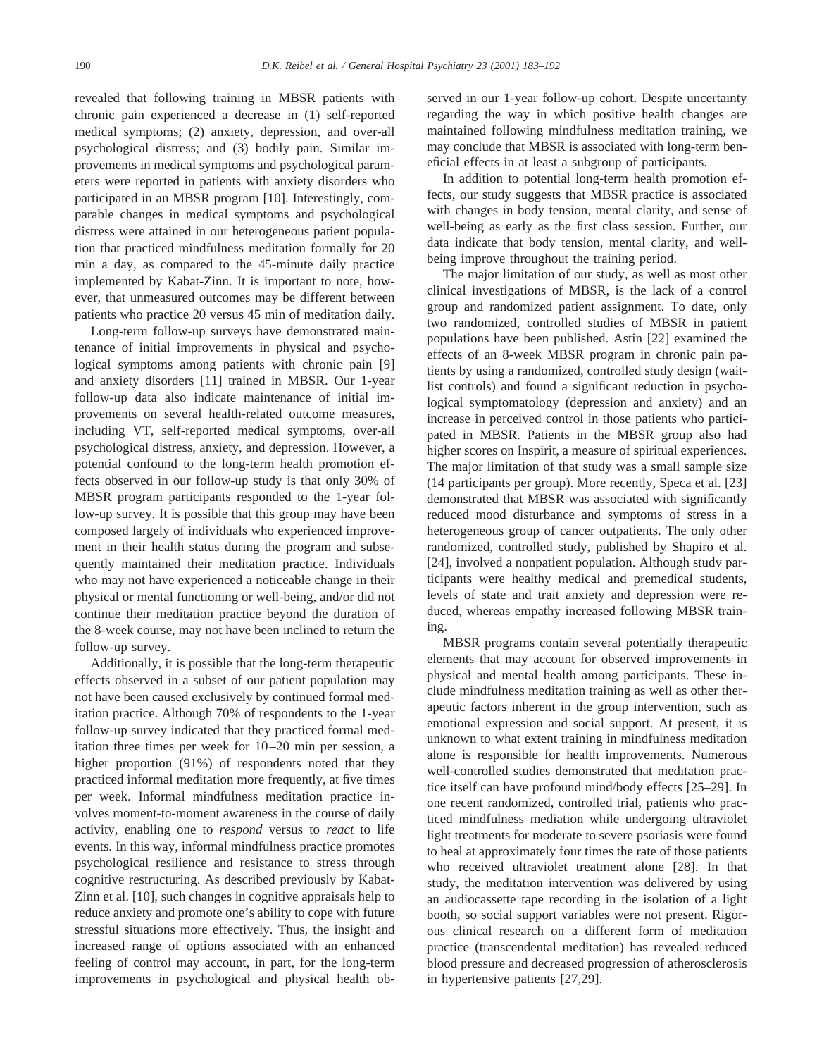revealed that following training in MBSR patients with chronic pain experienced a decrease in (1) self-reported medical symptoms; (2) anxiety, depression, and over-all psychological distress; and (3) bodily pain. Similar improvements in medical symptoms and psychological parameters were reported in patients with anxiety disorders who participated in an MBSR program [10]. Interestingly, comparable changes in medical symptoms and psychological distress were attained in our heterogeneous patient population that practiced mindfulness meditation formally for 20 min a day, as compared to the 45-minute daily practice implemented by Kabat-Zinn. It is important to note, however, that unmeasured outcomes may be different between patients who practice 20 versus 45 min of meditation daily.

Long-term follow-up surveys have demonstrated maintenance of initial improvements in physical and psychological symptoms among patients with chronic pain [9] and anxiety disorders [11] trained in MBSR. Our 1-year follow-up data also indicate maintenance of initial improvements on several health-related outcome measures, including VT, self-reported medical symptoms, over-all psychological distress, anxiety, and depression. However, a potential confound to the long-term health promotion effects observed in our follow-up study is that only 30% of MBSR program participants responded to the 1-year follow-up survey. It is possible that this group may have been composed largely of individuals who experienced improvement in their health status during the program and subsequently maintained their meditation practice. Individuals who may not have experienced a noticeable change in their physical or mental functioning or well-being, and/or did not continue their meditation practice beyond the duration of the 8-week course, may not have been inclined to return the follow-up survey.

Additionally, it is possible that the long-term therapeutic effects observed in a subset of our patient population may not have been caused exclusively by continued formal meditation practice. Although 70% of respondents to the 1-year follow-up survey indicated that they practiced formal meditation three times per week for 10–20 min per session, a higher proportion (91%) of respondents noted that they practiced informal meditation more frequently, at five times per week. Informal mindfulness meditation practice involves moment-to-moment awareness in the course of daily activity, enabling one to *respond* versus to *react* to life events. In this way, informal mindfulness practice promotes psychological resilience and resistance to stress through cognitive restructuring. As described previously by Kabat-Zinn et al. [10], such changes in cognitive appraisals help to reduce anxiety and promote one's ability to cope with future stressful situations more effectively. Thus, the insight and increased range of options associated with an enhanced feeling of control may account, in part, for the long-term improvements in psychological and physical health observed in our 1-year follow-up cohort. Despite uncertainty regarding the way in which positive health changes are maintained following mindfulness meditation training, we may conclude that MBSR is associated with long-term beneficial effects in at least a subgroup of participants.

In addition to potential long-term health promotion effects, our study suggests that MBSR practice is associated with changes in body tension, mental clarity, and sense of well-being as early as the first class session. Further, our data indicate that body tension, mental clarity, and well-being improve throughout the training period.

The major limitation of our study, as well as most other clinical investigations of MBSR, is the lack of a control group and randomized patient assignment. To date, only two randomized, controlled studies of MBSR in patient populations have been published. Astin [22] examined the effects of an 8-week MBSR program in chronic pain patients by using a randomized, controlled study design (wait-list controls) and found a significant reduction in psychological symptomatology (depression and anxiety) and an increase in perceived control in those patients who participated in MBSR. Patients in the MBSR group also had higher scores on Inspirit, a measure of spiritual experiences. The major limitation of that study was a small sample size (14 participants per group). More recently, Speca et al. [23] demonstrated that MBSR was associated with significantly reduced mood disturbance and symptoms of stress in a heterogeneous group of cancer outpatients. The only other randomized, controlled study, published by Shapiro et al. [24], involved a nonpatient population. Although study participants were healthy medical and premedical students, levels of state and trait anxiety and depression were reduced, whereas empathy increased following MBSR training.

MBSR programs contain several potentially therapeutic elements that may account for observed improvements in physical and mental health among participants. These include mindfulness meditation training as well as other therapeutic factors inherent in the group intervention, such as emotional expression and social support. At present, it is unknown to what extent training in mindfulness meditation alone is responsible for health improvements. Numerous well-controlled studies demonstrated that meditation practice itself can have profound mind/body effects [25–29]. In one recent randomized, controlled trial, patients who practiced mindfulness mediation while undergoing ultraviolet light treatments for moderate to severe psoriasis were found to heal at approximately four times the rate of those patients who received ultraviolet treatment alone [28]. In that study, the meditation intervention was delivered by using an audiocassette tape recording in the isolation of a light booth, so social support variables were not present. Rigorous clinical research on a different form of meditation practice (transcendental meditation) has revealed reduced blood pressure and decreased progression of atherosclerosis in hypertensive patients [27,29].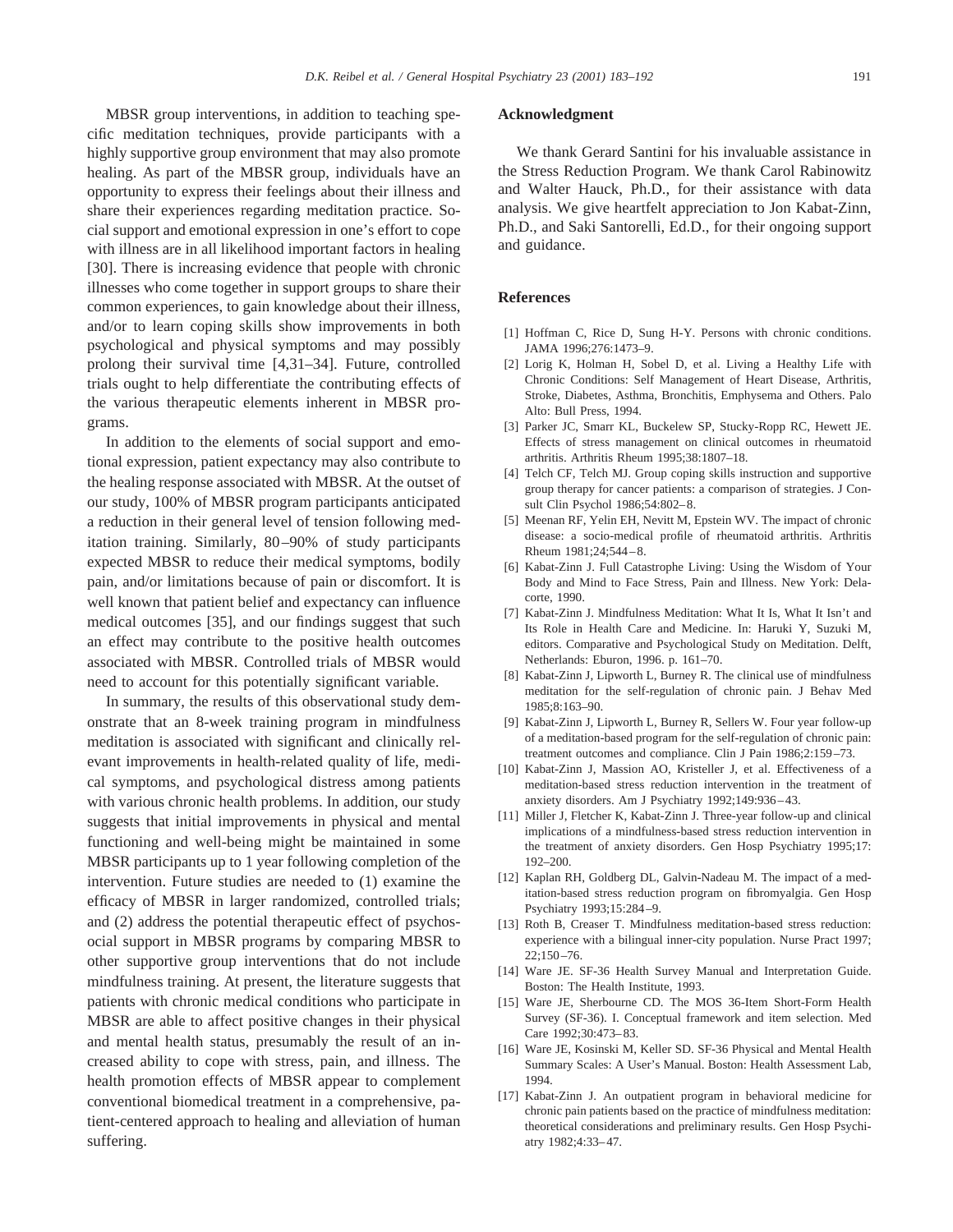MBSR group interventions, in addition to teaching specific meditation techniques, provide participants with a highly supportive group environment that may also promote healing. As part of the MBSR group, individuals have an opportunity to express their feelings about their illness and share their experiences regarding meditation practice. Social support and emotional expression in one's effort to cope with illness are in all likelihood important factors in healing [30]. There is increasing evidence that people with chronic illnesses who come together in support groups to share their common experiences, to gain knowledge about their illness, and/or to learn coping skills show improvements in both psychological and physical symptoms and may possibly prolong their survival time [4,31–34]. Future, controlled trials ought to help differentiate the contributing effects of the various therapeutic elements inherent in MBSR programs.

In addition to the elements of social support and emotional expression, patient expectancy may also contribute to the healing response associated with MBSR. At the outset of our study, 100% of MBSR program participants anticipated a reduction in their general level of tension following meditation training. Similarly, 80–90% of study participants expected MBSR to reduce their medical symptoms, bodily pain, and/or limitations because of pain or discomfort. It is well known that patient belief and expectancy can influence medical outcomes [35], and our findings suggest that such an effect may contribute to the positive health outcomes associated with MBSR. Controlled trials of MBSR would need to account for this potentially significant variable.

In summary, the results of this observational study demonstrate that an 8-week training program in mindfulness meditation is associated with significant and clinically relevant improvements in health-related quality of life, medical symptoms, and psychological distress among patients with various chronic health problems. In addition, our study suggests that initial improvements in physical and mental functioning and well-being might be maintained in some MBSR participants up to 1 year following completion of the intervention. Future studies are needed to (1) examine the efficacy of MBSR in larger randomized, controlled trials; and (2) address the potential therapeutic effect of psychosocial support in MBSR programs by comparing MBSR to other supportive group interventions that do not include mindfulness training. At present, the literature suggests that patients with chronic medical conditions who participate in MBSR are able to affect positive changes in their physical and mental health status, presumably the result of an increased ability to cope with stress, pain, and illness. The health promotion effects of MBSR appear to complement conventional biomedical treatment in a comprehensive, patient-centered approach to healing and alleviation of human suffering.

## Acknowledgment

We thank Gerard Santini for his invaluable assistance in the Stress Reduction Program. We thank Carol Rabinowitz and Walter Hauck, Ph.D., for their assistance with data analysis. We give heartfelt appreciation to Jon Kabat-Zinn, Ph.D., and Saki Santorelli, Ed.D., for their ongoing support and guidance.

## References

[1] Hoffman C, Rice D, Sung H-Y. Persons with chronic conditions. JAMA 1996;276:1473–9.

[2] Lorig K, Holman H, Sobel D, et al. Living a Healthy Life with Chronic Conditions: Self Management of Heart Disease, Arthritis, Stroke, Diabetes, Asthma, Bronchitis, Emphysema and Others. Palo Alto: Bull Press, 1994.

[3] Parker JC, Smarr KL, Buckelew SP, Stucky-Ropp RC, Hewett JE. Effects of stress management on clinical outcomes in rheumatoid arthritis. Arthritis Rheum 1995;38:1807–18.

[4] Telch CF, Telch MJ. Group coping skills instruction and supportive group therapy for cancer patients: a comparison of strategies. J Consult Clin Psychol 1986;54:802–8.

[5] Meenan RF, Yelin EH, Nevitt M, Epstein WV. The impact of chronic disease: a socio-medical profile of rheumatoid arthritis. Arthritis Rheum 1981;24;544–8.

[6] Kabat-Zinn J. Full Catastrophe Living: Using the Wisdom of Your Body and Mind to Face Stress, Pain and Illness. New York: Delacorte, 1990.

[7] Kabat-Zinn J. Mindfulness Meditation: What It Is, What It Isn't and Its Role in Health Care and Medicine. In: Haruki Y, Suzuki M, editors. Comparative and Psychological Study on Meditation. Delft, Netherlands: Eburon, 1996. p. 161–70.

[8] Kabat-Zinn J, Lipworth L, Burney R. The clinical use of mindfulness meditation for the self-regulation of chronic pain. J Behav Med 1985;8:163–90.

[9] Kabat-Zinn J, Lipworth L, Burney R, Sellers W. Four year follow-up of a meditation-based program for the self-regulation of chronic pain: treatment outcomes and compliance. Clin J Pain 1986;2:159–73.

[10] Kabat-Zinn J, Massion AO, Kristeller J, et al. Effectiveness of a meditation-based stress reduction intervention in the treatment of anxiety disorders. Am J Psychiatry 1992;149:936–43.

[11] Miller J, Fletcher K, Kabat-Zinn J. Three-year follow-up and clinical implications of a mindfulness-based stress reduction intervention in the treatment of anxiety disorders. Gen Hosp Psychiatry 1995;17:192–200.

[12] Kaplan RH, Goldberg DL, Galvin-Nadeau M. The impact of a meditation-based stress reduction program on fibromyalgia. Gen Hosp Psychiatry 1993;15:284–9.

[13] Roth B, Creaser T. Mindfulness meditation-based stress reduction: experience with a bilingual inner-city population. Nurse Pract 1997;22;150–76.

[14] Ware JE. SF-36 Health Survey Manual and Interpretation Guide. Boston: The Health Institute, 1993.

[15] Ware JE, Sherbourne CD. The MOS 36-Item Short-Form Health Survey (SF-36). I. Conceptual framework and item selection. Med Care 1992;30:473–83.

[16] Ware JE, Kosinski M, Keller SD. SF-36 Physical and Mental Health Summary Scales: A User's Manual. Boston: Health Assessment Lab, 1994.

[17] Kabat-Zinn J. An outpatient program in behavioral medicine for chronic pain patients based on the practice of mindfulness meditation: theoretical considerations and preliminary results. Gen Hosp Psychiatry 1982;4:33–47.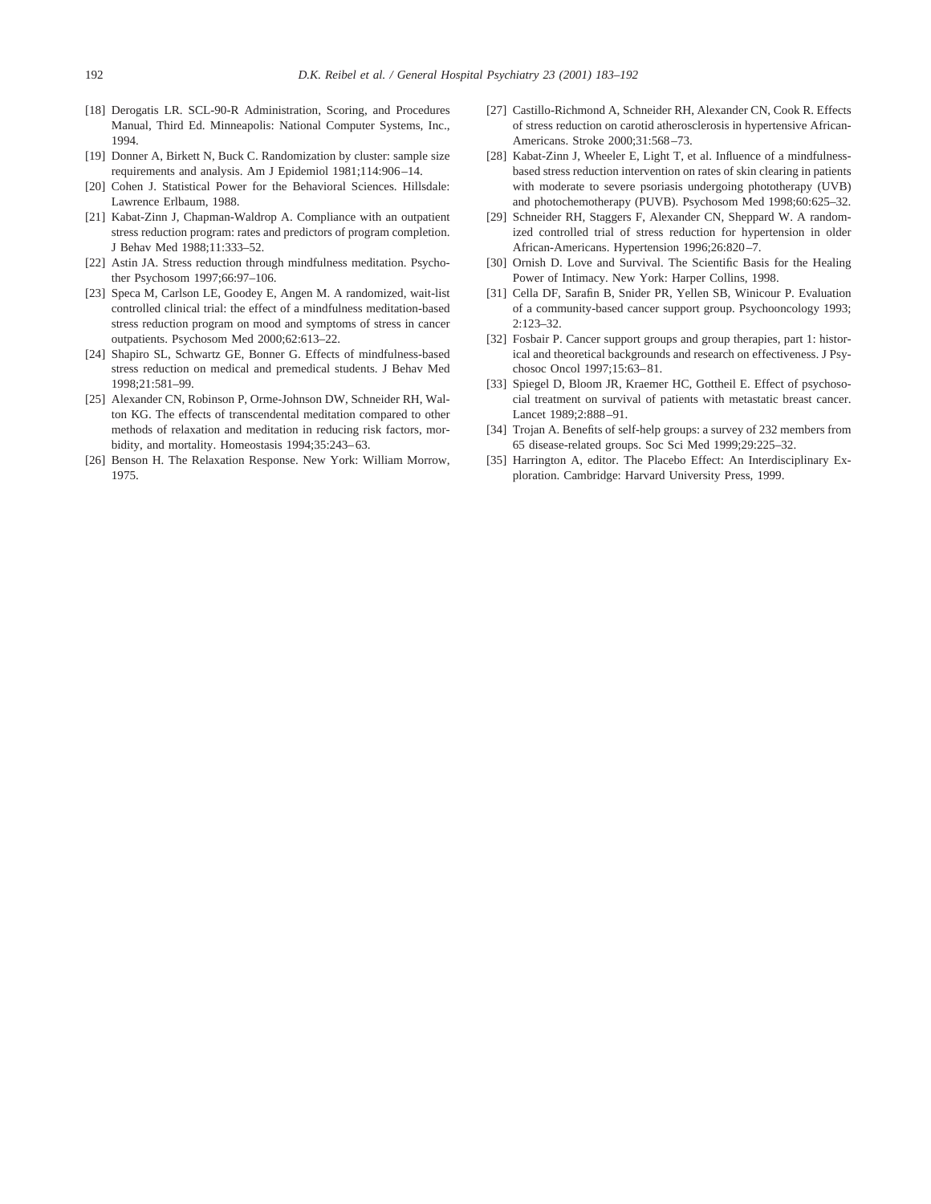[18] Derogatis LR. SCL-90-R Administration, Scoring, and Procedures Manual, Third Ed. Minneapolis: National Computer Systems, Inc., 1994.

[19] Donner A, Birkett N, Buck C. Randomization by cluster: sample size requirements and analysis. Am J Epidemiol 1981;114:906–14.

[20] Cohen J. Statistical Power for the Behavioral Sciences. Hillsdale: Lawrence Erlbaum, 1988.

[21] Kabat-Zinn J, Chapman-Waldrop A. Compliance with an outpatient stress reduction program: rates and predictors of program completion. J Behav Med 1988;11:333–52.

[22] Astin JA. Stress reduction through mindfulness meditation. Psychother Psychosom 1997;66:97–106.

[23] Speca M, Carlson LE, Goodey E, Angen M. A randomized, wait-list controlled clinical trial: the effect of a mindfulness meditation-based stress reduction program on mood and symptoms of stress in cancer outpatients. Psychosom Med 2000;62:613–22.

[24] Shapiro SL, Schwartz GE, Bonner G. Effects of mindfulness-based stress reduction on medical and premedical students. J Behav Med 1998;21:581–99.

[25] Alexander CN, Robinson P, Orme-Johnson DW, Schneider RH, Walton KG. The effects of transcendental meditation compared to other methods of relaxation and meditation in reducing risk factors, morbidity, and mortality. Homeostasis 1994;35:243–63.

[26] Benson H. The Relaxation Response. New York: William Morrow, 1975.

[27] Castillo-Richmond A, Schneider RH, Alexander CN, Cook R. Effects of stress reduction on carotid atherosclerosis in hypertensive African-Americans. Stroke 2000;31:568–73.

[28] Kabat-Zinn J, Wheeler E, Light T, et al. Influence of a mindfulness-based stress reduction intervention on rates of skin clearing in patients with moderate to severe psoriasis undergoing phototherapy (UVB) and photochemotherapy (PUVB). Psychosom Med 1998;60:625–32.

[29] Schneider RH, Staggers F, Alexander CN, Sheppard W. A randomized controlled trial of stress reduction for hypertension in older African-Americans. Hypertension 1996;26:820–7.

[30] Ornish D. Love and Survival. The Scientific Basis for the Healing Power of Intimacy. New York: Harper Collins, 1998.

[31] Cella DF, Sarafin B, Snider PR, Yellen SB, Winicour P. Evaluation of a community-based cancer support group. Psychooncology 1993; 2:123–32.

[32] Fosbair P. Cancer support groups and group therapies, part 1: historical and theoretical backgrounds and research on effectiveness. J Psychosoc Oncol 1997;15:63–81.

[33] Spiegel D, Bloom JR, Kraemer HC, Gottheil E. Effect of psychosocial treatment on survival of patients with metastatic breast cancer. Lancet 1989;2:888–91.

[34] Trojan A. Benefits of self-help groups: a survey of 232 members from 65 disease-related groups. Soc Sci Med 1999;29:225–32.

[35] Harrington A, editor. The Placebo Effect: An Interdisciplinary Exploration. Cambridge: Harvard University Press, 1999.